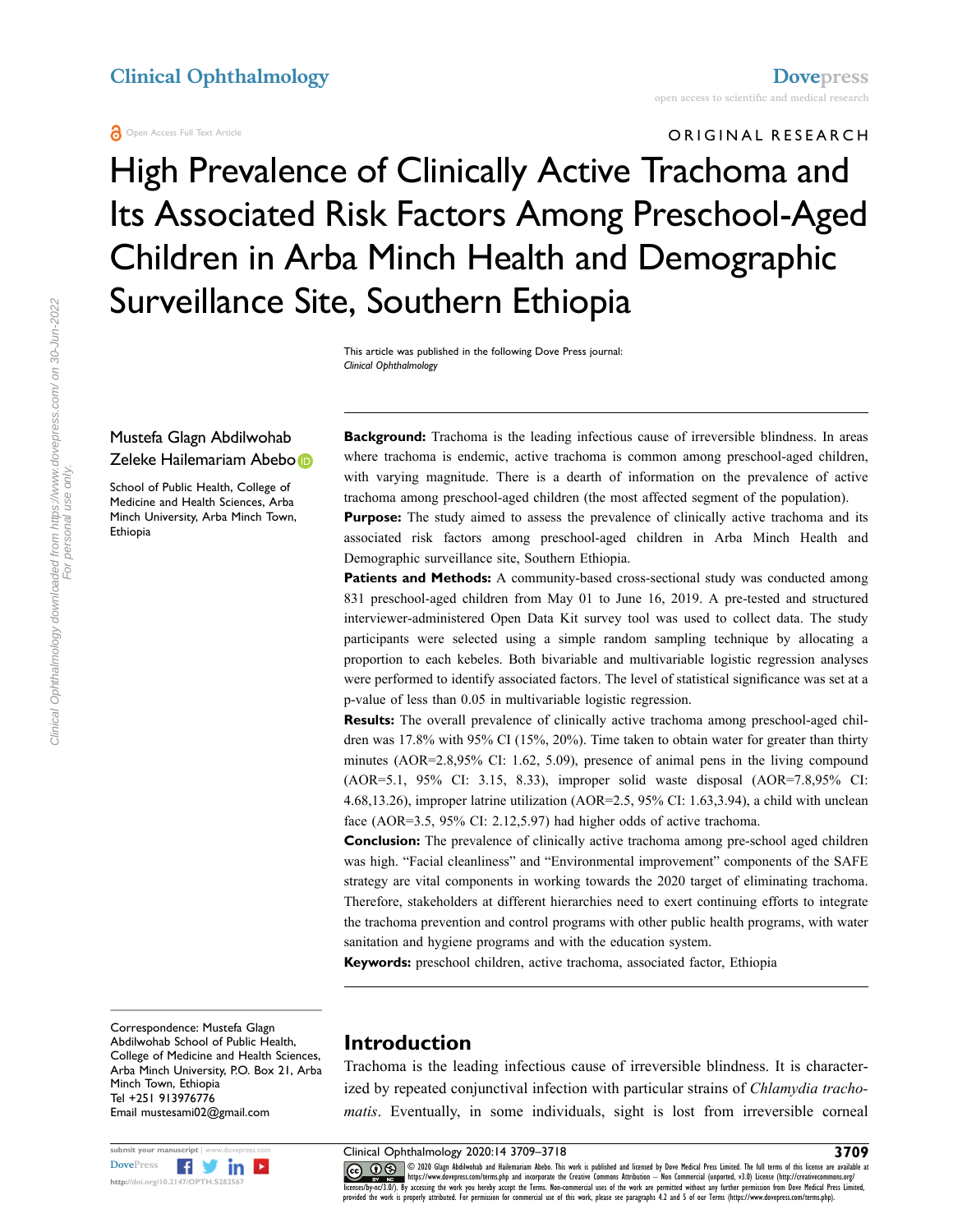ORIGINAL RESEARCH

# High Prevalence of Clinically Active Trachoma and Its Associated Risk Factors Among Preschool-Aged Children in Arba Minch Health and Demographic Surveillance Site, Southern Ethiopia

This article was published in the following Dove Press journal: *Clinical Ophthalmology*

Mustefa Glagn Abdilwohab
Zeleke Hailemariam Abebo

School of Public Health, College of Medicine and Health Sciences, Arba Minch University, Arba Minch Town, Ethiopia

**Background:** Trachoma is the leading infectious cause of irreversible blindness. In areas where trachoma is endemic, active trachoma is common among preschool-aged children, with varying magnitude. There is a dearth of information on the prevalence of active trachoma among preschool-aged children (the most affected segment of the population).

**Purpose:** The study aimed to assess the prevalence of clinically active trachoma and its associated risk factors among preschool-aged children in Arba Minch Health and Demographic surveillance site, Southern Ethiopia.

**Patients and Methods:** A community-based cross-sectional study was conducted among 831 preschool-aged children from May 01 to June 16, 2019. A pre-tested and structured interviewer-administered Open Data Kit survey tool was used to collect data. The study participants were selected using a simple random sampling technique by allocating a proportion to each kebeles. Both bivariable and multivariable logistic regression analyses were performed to identify associated factors. The level of statistical significance was set at a p-value of less than 0.05 in multivariable logistic regression.

**Results:** The overall prevalence of clinically active trachoma among preschool-aged children was 17.8% with 95% CI (15%, 20%). Time taken to obtain water for greater than thirty minutes (AOR=2.8,95% CI: 1.62, 5.09), presence of animal pens in the living compound (AOR=5.1, 95% CI: 3.15, 8.33), improper solid waste disposal (AOR=7.8,95% CI: 4.68,13.26), improper latrine utilization (AOR=2.5, 95% CI: 1.63,3.94), a child with unclean face (AOR=3.5, 95% CI: 2.12,5.97) had higher odds of active trachoma.

**Conclusion:** The prevalence of clinically active trachoma among pre-school aged children was high. "Facial cleanliness" and "Environmental improvement" components of the SAFE strategy are vital components in working towards the 2020 target of eliminating trachoma. Therefore, stakeholders at different hierarchies need to exert continuing efforts to integrate the trachoma prevention and control programs with other public health programs, with water sanitation and hygiene programs and with the education system.

**Keywords:** preschool children, active trachoma, associated factor, Ethiopia

Correspondence: Mustefa Glagn Abdilwohab School of Public Health, College of Medicine and Health Sciences, Arba Minch University, P.O. Box 21, Arba Minch Town, Ethiopia
Tel +251 913976776
Email mustesami02@gmail.com

## Introduction

Trachoma is the leading infectious cause of irreversible blindness. It is characterized by repeated conjunctival infection with particular strains of *Chlamydia trachomatis*. Eventually, in some individuals, sight is lost from irreversible corneal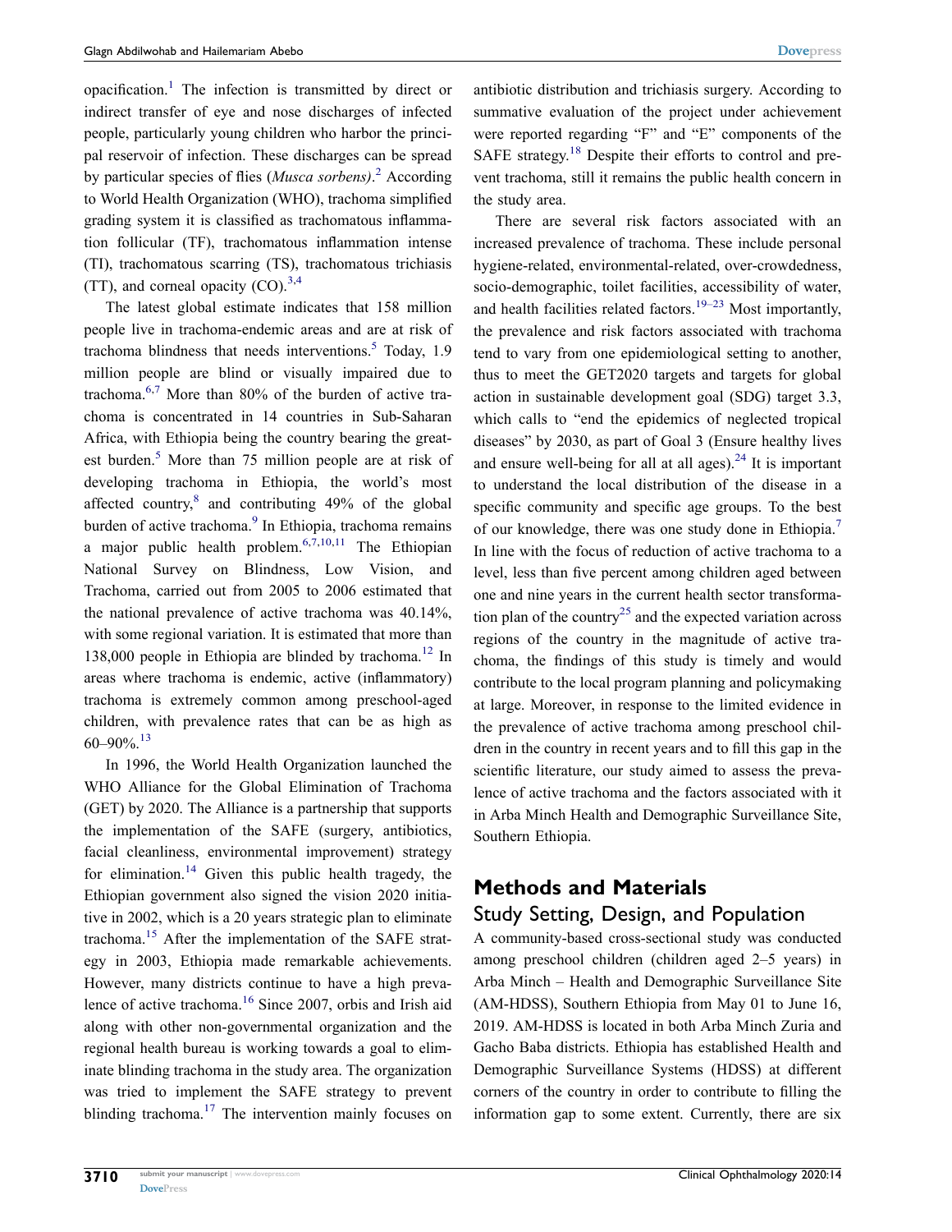opacification.[1] The infection is transmitted by direct or indirect transfer of eye and nose discharges of infected people, particularly young children who harbor the principal reservoir of infection. These discharges can be spread by particular species of flies (*Musca sorbens)*.[2] According to World Health Organization (WHO), trachoma simplified grading system it is classified as trachomatous inflammation follicular (TF), trachomatous inflammation intense (TI), trachomatous scarring (TS), trachomatous trichiasis (TT), and corneal opacity (CO).[3,4]

The latest global estimate indicates that 158 million people live in trachoma-endemic areas and are at risk of trachoma blindness that needs interventions.[5] Today, 1.9 million people are blind or visually impaired due to trachoma.[6,7] More than 80% of the burden of active trachoma is concentrated in 14 countries in Sub-Saharan Africa, with Ethiopia being the country bearing the greatest burden.[5] More than 75 million people are at risk of developing trachoma in Ethiopia, the world's most affected country,[8] and contributing 49% of the global burden of active trachoma.[9] In Ethiopia, trachoma remains a major public health problem.[6,7,10,11] The Ethiopian National Survey on Blindness, Low Vision, and Trachoma, carried out from 2005 to 2006 estimated that the national prevalence of active trachoma was 40.14%, with some regional variation. It is estimated that more than 138,000 people in Ethiopia are blinded by trachoma.[12] In areas where trachoma is endemic, active (inflammatory) trachoma is extremely common among preschool-aged children, with prevalence rates that can be as high as 60–90%.[13]

In 1996, the World Health Organization launched the WHO Alliance for the Global Elimination of Trachoma (GET) by 2020. The Alliance is a partnership that supports the implementation of the SAFE (surgery, antibiotics, facial cleanliness, environmental improvement) strategy for elimination.[14] Given this public health tragedy, the Ethiopian government also signed the vision 2020 initiative in 2002, which is a 20 years strategic plan to eliminate trachoma.[15] After the implementation of the SAFE strategy in 2003, Ethiopia made remarkable achievements. However, many districts continue to have a high prevalence of active trachoma.[16] Since 2007, orbis and Irish aid along with other non-governmental organization and the regional health bureau is working towards a goal to eliminate blinding trachoma in the study area. The organization was tried to implement the SAFE strategy to prevent blinding trachoma.[17] The intervention mainly focuses on antibiotic distribution and trichiasis surgery. According to summative evaluation of the project under achievement were reported regarding "F" and "E" components of the SAFE strategy.[18] Despite their efforts to control and prevent trachoma, still it remains the public health concern in the study area.

There are several risk factors associated with an increased prevalence of trachoma. These include personal hygiene-related, environmental-related, over-crowdedness, socio-demographic, toilet facilities, accessibility of water, and health facilities related factors.[19–23] Most importantly, the prevalence and risk factors associated with trachoma tend to vary from one epidemiological setting to another, thus to meet the GET2020 targets and targets for global action in sustainable development goal (SDG) target 3.3, which calls to "end the epidemics of neglected tropical diseases" by 2030, as part of Goal 3 (Ensure healthy lives and ensure well-being for all at all ages).[24] It is important to understand the local distribution of the disease in a specific community and specific age groups. To the best of our knowledge, there was one study done in Ethiopia.[7] In line with the focus of reduction of active trachoma to a level, less than five percent among children aged between one and nine years in the current health sector transformation plan of the country[25] and the expected variation across regions of the country in the magnitude of active trachoma, the findings of this study is timely and would contribute to the local program planning and policymaking at large. Moreover, in response to the limited evidence in the prevalence of active trachoma among preschool children in the country in recent years and to fill this gap in the scientific literature, our study aimed to assess the prevalence of active trachoma and the factors associated with it in Arba Minch Health and Demographic Surveillance Site, Southern Ethiopia.

## Methods and Materials

### Study Setting, Design, and Population

A community-based cross-sectional study was conducted among preschool children (children aged 2–5 years) in Arba Minch – Health and Demographic Surveillance Site (AM-HDSS), Southern Ethiopia from May 01 to June 16, 2019. AM-HDSS is located in both Arba Minch Zuria and Gacho Baba districts. Ethiopia has established Health and Demographic Surveillance Systems (HDSS) at different corners of the country in order to contribute to filling the information gap to some extent. Currently, there are six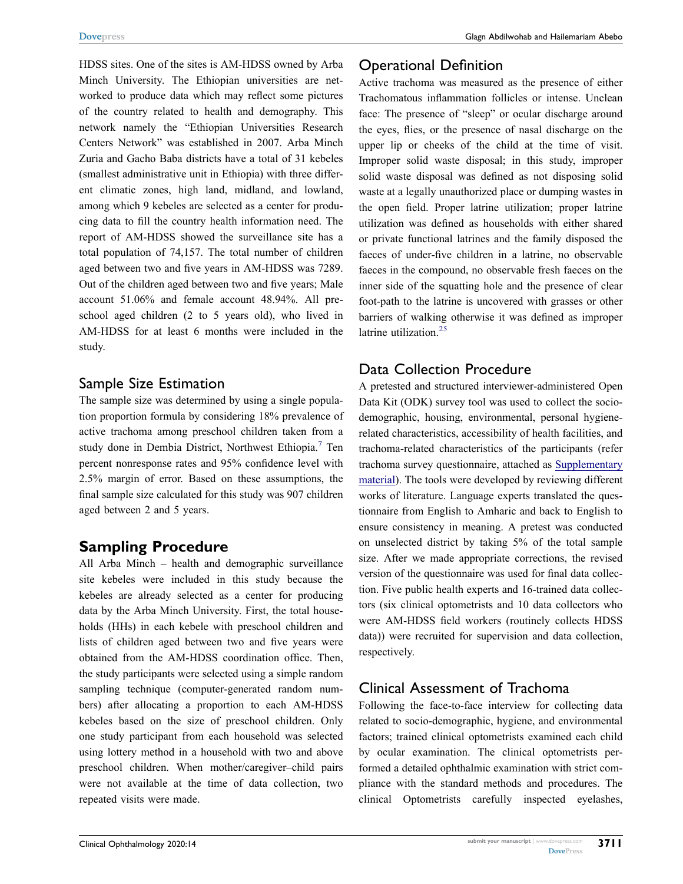HDSS sites. One of the sites is AM-HDSS owned by Arba Minch University. The Ethiopian universities are networked to produce data which may reflect some pictures of the country related to health and demography. This network namely the "Ethiopian Universities Research Centers Network" was established in 2007. Arba Minch Zuria and Gacho Baba districts have a total of 31 kebeles (smallest administrative unit in Ethiopia) with three different climatic zones, high land, midland, and lowland, among which 9 kebeles are selected as a center for producing data to fill the country health information need. The report of AM-HDSS showed the surveillance site has a total population of 74,157. The total number of children aged between two and five years in AM-HDSS was 7289. Out of the children aged between two and five years; Male account 51.06% and female account 48.94%. All preschool aged children (2 to 5 years old), who lived in AM-HDSS for at least 6 months were included in the study.

## Sample Size Estimation

The sample size was determined by using a single population proportion formula by considering 18% prevalence of active trachoma among preschool children taken from a study done in Dembia District, Northwest Ethiopia.[7] Ten percent nonresponse rates and 95% confidence level with 2.5% margin of error. Based on these assumptions, the final sample size calculated for this study was 907 children aged between 2 and 5 years.

## Sampling Procedure

All Arba Minch – health and demographic surveillance site kebeles were included in this study because the kebeles are already selected as a center for producing data by the Arba Minch University. First, the total households (HHs) in each kebele with preschool children and lists of children aged between two and five years were obtained from the AM-HDSS coordination office. Then, the study participants were selected using a simple random sampling technique (computer-generated random numbers) after allocating a proportion to each AM-HDSS kebeles based on the size of preschool children. Only one study participant from each household was selected using lottery method in a household with two and above preschool children. When mother/caregiver–child pairs were not available at the time of data collection, two repeated visits were made.

## Operational Definition

Active trachoma was measured as the presence of either Trachomatous inflammation follicles or intense. Unclean face: The presence of "sleep" or ocular discharge around the eyes, flies, or the presence of nasal discharge on the upper lip or cheeks of the child at the time of visit. Improper solid waste disposal; in this study, improper solid waste disposal was defined as not disposing solid waste at a legally unauthorized place or dumping wastes in the open field. Proper latrine utilization; proper latrine utilization was defined as households with either shared or private functional latrines and the family disposed the faeces of under-five children in a latrine, no observable faeces in the compound, no observable fresh faeces on the inner side of the squatting hole and the presence of clear foot-path to the latrine is uncovered with grasses or other barriers of walking otherwise it was defined as improper latrine utilization.[25]

## Data Collection Procedure

A pretested and structured interviewer-administered Open Data Kit (ODK) survey tool was used to collect the socio-demographic, housing, environmental, personal hygiene-related characteristics, accessibility of health facilities, and trachoma-related characteristics of the participants (refer trachoma survey questionnaire, attached as Supplementary material). The tools were developed by reviewing different works of literature. Language experts translated the questionnaire from English to Amharic and back to English to ensure consistency in meaning. A pretest was conducted on unselected district by taking 5% of the total sample size. After we made appropriate corrections, the revised version of the questionnaire was used for final data collection. Five public health experts and 16-trained data collectors (six clinical optometrists and 10 data collectors who were AM-HDSS field workers (routinely collects HDSS data)) were recruited for supervision and data collection, respectively.

## Clinical Assessment of Trachoma

Following the face-to-face interview for collecting data related to socio-demographic, hygiene, and environmental factors; trained clinical optometrists examined each child by ocular examination. The clinical optometrists performed a detailed ophthalmic examination with strict compliance with the standard methods and procedures. The clinical Optometrists carefully inspected eyelashes,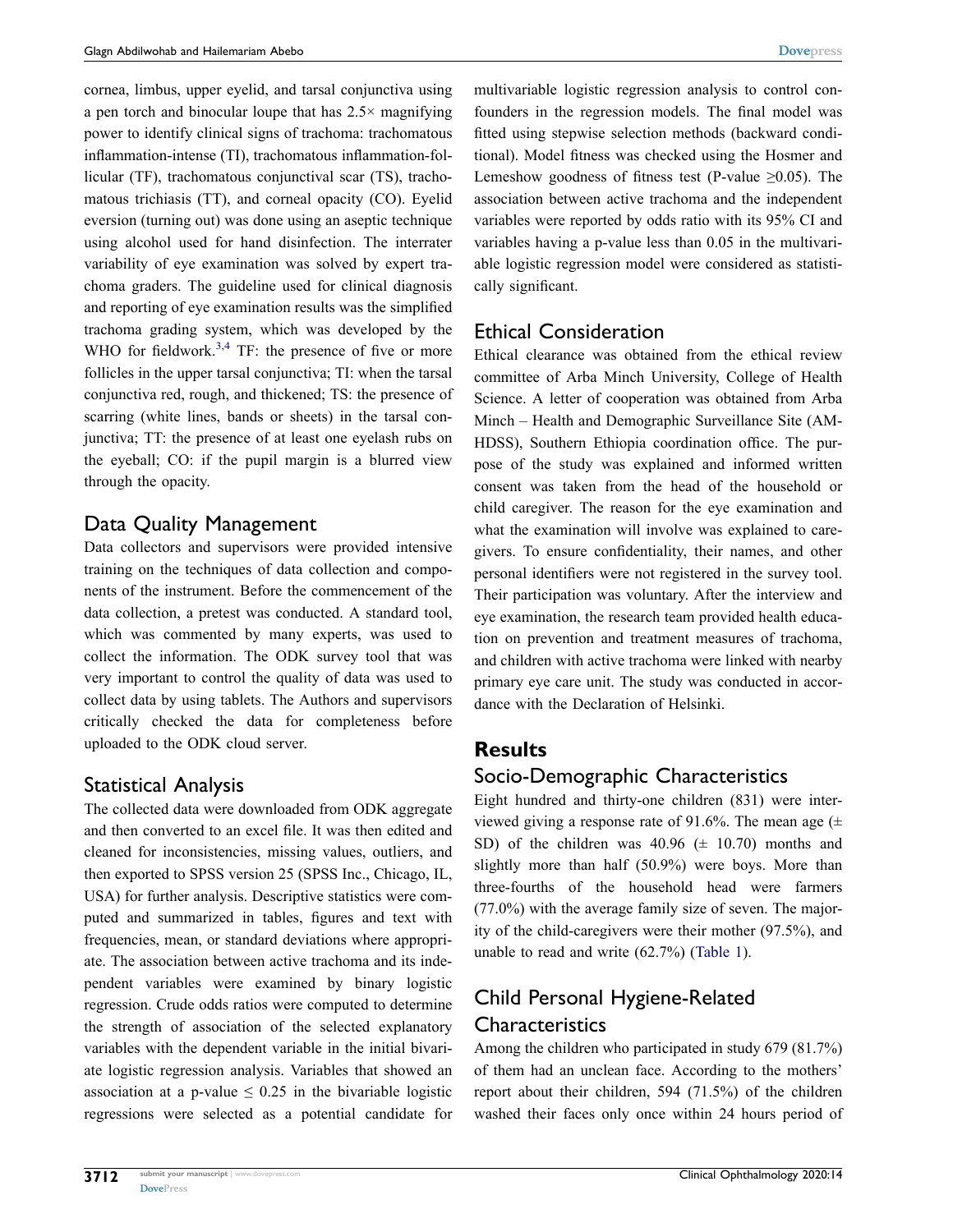cornea, limbus, upper eyelid, and tarsal conjunctiva using a pen torch and binocular loupe that has 2.5× magnifying power to identify clinical signs of trachoma: trachomatous inflammation-intense (TI), trachomatous inflammation-follicular (TF), trachomatous conjunctival scar (TS), trachomatous trichiasis (TT), and corneal opacity (CO). Eyelid eversion (turning out) was done using an aseptic technique using alcohol used for hand disinfection. The interrater variability of eye examination was solved by expert trachoma graders. The guideline used for clinical diagnosis and reporting of eye examination results was the simplified trachoma grading system, which was developed by the WHO for fieldwork.[3,4] TF: the presence of five or more follicles in the upper tarsal conjunctiva; TI: when the tarsal conjunctiva red, rough, and thickened; TS: the presence of scarring (white lines, bands or sheets) in the tarsal conjunctiva; TT: the presence of at least one eyelash rubs on the eyeball; CO: if the pupil margin is a blurred view through the opacity.

## Data Quality Management

Data collectors and supervisors were provided intensive training on the techniques of data collection and components of the instrument. Before the commencement of the data collection, a pretest was conducted. A standard tool, which was commented by many experts, was used to collect the information. The ODK survey tool that was very important to control the quality of data was used to collect data by using tablets. The Authors and supervisors critically checked the data for completeness before uploaded to the ODK cloud server.

## Statistical Analysis

The collected data were downloaded from ODK aggregate and then converted to an excel file. It was then edited and cleaned for inconsistencies, missing values, outliers, and then exported to SPSS version 25 (SPSS Inc., Chicago, IL, USA) for further analysis. Descriptive statistics were computed and summarized in tables, figures and text with frequencies, mean, or standard deviations where appropriate. The association between active trachoma and its independent variables were examined by binary logistic regression. Crude odds ratios were computed to determine the strength of association of the selected explanatory variables with the dependent variable in the initial bivariate logistic regression analysis. Variables that showed an association at a p-value $\leq 0.25$ in the bivariable logistic regressions were selected as a potential candidate for multivariable logistic regression analysis to control confounders in the regression models. The final model was fitted using stepwise selection methods (backward conditional). Model fitness was checked using the Hosmer and Lemeshow goodness of fitness test (P-value $\geq 0.05$). The association between active trachoma and the independent variables were reported by odds ratio with its 95% CI and variables having a p-value less than 0.05 in the multivariable logistic regression model were considered as statistically significant.

## Ethical Consideration

Ethical clearance was obtained from the ethical review committee of Arba Minch University, College of Health Science. A letter of cooperation was obtained from Arba Minch – Health and Demographic Surveillance Site (AM-HDSS), Southern Ethiopia coordination office. The purpose of the study was explained and informed written consent was taken from the head of the household or child caregiver. The reason for the eye examination and what the examination will involve was explained to caregivers. To ensure confidentiality, their names, and other personal identifiers were not registered in the survey tool. Their participation was voluntary. After the interview and eye examination, the research team provided health education on prevention and treatment measures of trachoma, and children with active trachoma were linked with nearby primary eye care unit. The study was conducted in accordance with the Declaration of Helsinki.

# Results

## Socio-Demographic Characteristics

Eight hundred and thirty-one children (831) were interviewed giving a response rate of 91.6%. The mean age (± SD) of the children was 40.96 (± 10.70) months and slightly more than half (50.9%) were boys. More than three-fourths of the household head were farmers (77.0%) with the average family size of seven. The majority of the child-caregivers were their mother (97.5%), and unable to read and write (62.7%) (Table 1).

## Child Personal Hygiene-Related Characteristics

Among the children who participated in study 679 (81.7%) of them had an unclean face. According to the mothers' report about their children, 594 (71.5%) of the children washed their faces only once within 24 hours period of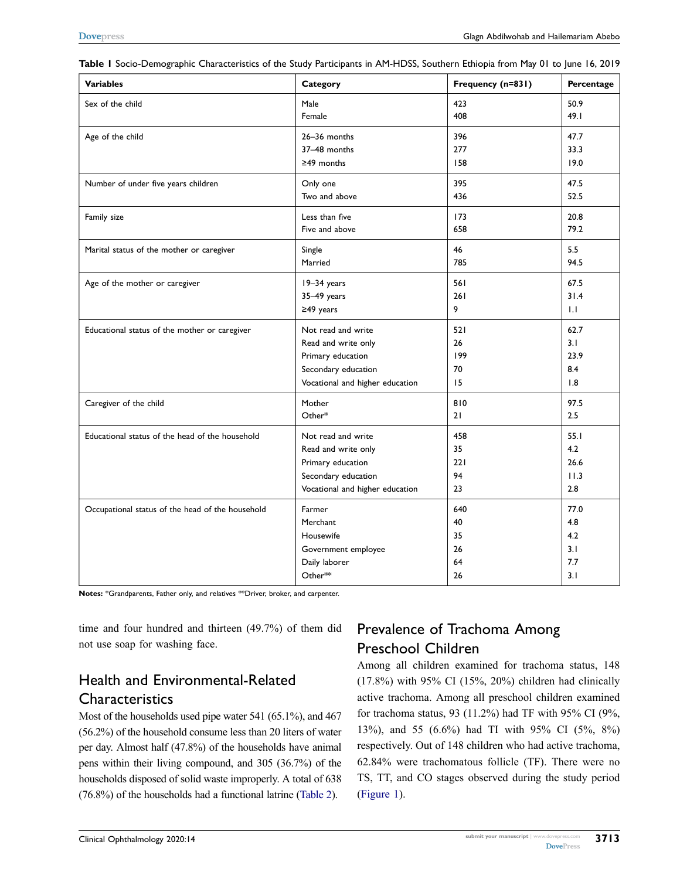**Table 1** Socio-Demographic Characteristics of the Study Participants in AM-HDSS, Southern Ethiopia from May 01 to June 16, 2019

| Variables | Category | Frequency (n=831) | Percentage |
|---|---|---|---|
| Sex of the child | Male | 423 | 50.9 |
| | Female | 408 | 49.1 |
| Age of the child | 26–36 months | 396 | 47.7 |
| | 37–48 months | 277 | 33.3 |
| | ≥49 months | 158 | 19.0 |
| Number of under five years children | Only one | 395 | 47.5 |
| | Two and above | 436 | 52.5 |
| Family size | Less than five | 173 | 20.8 |
| | Five and above | 658 | 79.2 |
| Marital status of the mother or caregiver | Single | 46 | 5.5 |
| | Married | 785 | 94.5 |
| Age of the mother or caregiver | 19–34 years | 561 | 67.5 |
| | 35–49 years | 261 | 31.4 |
| | ≥49 years | 9 | 1.1 |
| Educational status of the mother or caregiver | Not read and write | 521 | 62.7 |
| | Read and write only | 26 | 3.1 |
| | Primary education | 199 | 23.9 |
| | Secondary education | 70 | 8.4 |
| | Vocational and higher education | 15 | 1.8 |
| Caregiver of the child | Mother | 810 | 97.5 |
| | Other* | 21 | 2.5 |
| Educational status of the head of the household | Not read and write | 458 | 55.1 |
| | Read and write only | 35 | 4.2 |
| | Primary education | 221 | 26.6 |
| | Secondary education | 94 | 11.3 |
| | Vocational and higher education | 23 | 2.8 |
| Occupational status of the head of the household | Farmer | 640 | 77.0 |
| | Merchant | 40 | 4.8 |
| | Housewife | 35 | 4.2 |
| | Government employee | 26 | 3.1 |
| | Daily laborer | 64 | 7.7 |
| | Other** | 26 | 3.1 |

**Notes:** *Grandparents, Father only, and relatives **Driver, broker, and carpenter.

time and four hundred and thirteen (49.7%) of them did not use soap for washing face.

## Health and Environmental-Related Characteristics

Most of the households used pipe water 541 (65.1%), and 467 (56.2%) of the household consume less than 20 liters of water per day. Almost half (47.8%) of the households have animal pens within their living compound, and 305 (36.7%) of the households disposed of solid waste improperly. A total of 638 (76.8%) of the households had a functional latrine (Table 2).

## Prevalence of Trachoma Among Preschool Children

Among all children examined for trachoma status, 148 (17.8%) with 95% CI (15%, 20%) children had clinically active trachoma. Among all preschool children examined for trachoma status, 93 (11.2%) had TF with 95% CI (9%, 13%), and 55 (6.6%) had TI with 95% CI (5%, 8%) respectively. Out of 148 children who had active trachoma, 62.84% were trachomatous follicle (TF). There were no TS, TT, and CO stages observed during the study period (Figure 1).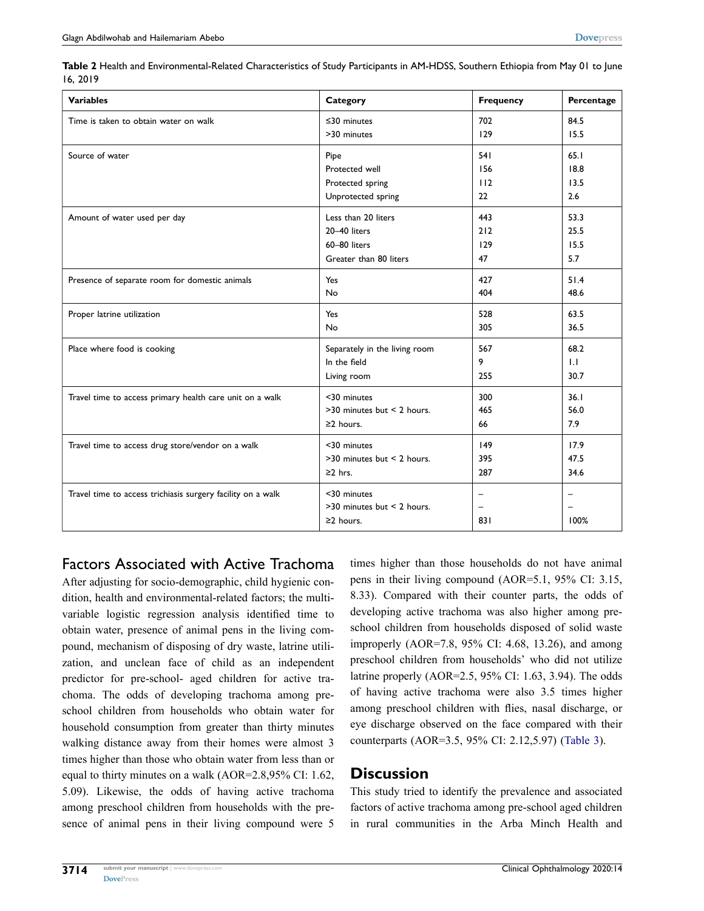**Table 2** Health and Environmental-Related Characteristics of Study Participants in AM-HDSS, Southern Ethiopia from May 01 to June 16, 2019

| Variables | Category | Frequency | Percentage |
|---|---|---|---|
| Time is taken to obtain water on walk | ≤30 minutes | 702 | 84.5 |
| | >30 minutes | 129 | 15.5 |
| Source of water | Pipe | 541 | 65.1 |
| | Protected well | 156 | 18.8 |
| | Protected spring | 112 | 13.5 |
| | Unprotected spring | 22 | 2.6 |
| Amount of water used per day | Less than 20 liters | 443 | 53.3 |
| | 20–40 liters | 212 | 25.5 |
| | 60–80 liters | 129 | 15.5 |
| | Greater than 80 liters | 47 | 5.7 |
| Presence of separate room for domestic animals | Yes | 427 | 51.4 |
| | No | 404 | 48.6 |
| Proper latrine utilization | Yes | 528 | 63.5 |
| | No | 305 | 36.5 |
| Place where food is cooking | Separately in the living room | 567 | 68.2 |
| | In the field | 9 | 1.1 |
| | Living room | 255 | 30.7 |
| Travel time to access primary health care unit on a walk | <30 minutes | 300 | 36.1 |
| | >30 minutes but < 2 hours. | 465 | 56.0 |
| | ≥2 hours. | 66 | 7.9 |
| Travel time to access drug store/vendor on a walk | <30 minutes | 149 | 17.9 |
| | >30 minutes but < 2 hours. | 395 | 47.5 |
| | ≥2 hrs. | 287 | 34.6 |
| Travel time to access trichiasis surgery facility on a walk | <30 minutes | – | – |
| | >30 minutes but < 2 hours. | – | – |
| | ≥2 hours. | 831 | 100% |

## Factors Associated with Active Trachoma

After adjusting for socio-demographic, child hygienic condition, health and environmental-related factors; the multivariable logistic regression analysis identified time to obtain water, presence of animal pens in the living compound, mechanism of disposing of dry waste, latrine utilization, and unclean face of child as an independent predictor for pre-school- aged children for active trachoma. The odds of developing trachoma among preschool children from households who obtain water for household consumption from greater than thirty minutes walking distance away from their homes were almost 3 times higher than those who obtain water from less than or equal to thirty minutes on a walk (AOR=2.8,95% CI: 1.62, 5.09). Likewise, the odds of having active trachoma among preschool children from households with the presence of animal pens in their living compound were 5 times higher than those households do not have animal pens in their living compound (AOR=5.1, 95% CI: 3.15, 8.33). Compared with their counter parts, the odds of developing active trachoma was also higher among preschool children from households disposed of solid waste improperly (AOR=7.8, 95% CI: 4.68, 13.26), and among preschool children from households' who did not utilize latrine properly (AOR=2.5, 95% CI: 1.63, 3.94). The odds of having active trachoma were also 3.5 times higher among preschool children with flies, nasal discharge, or eye discharge observed on the face compared with their counterparts (AOR=3.5, 95% CI: 2.12,5.97) (Table 3).

## Discussion

This study tried to identify the prevalence and associated factors of active trachoma among pre-school aged children in rural communities in the Arba Minch Health and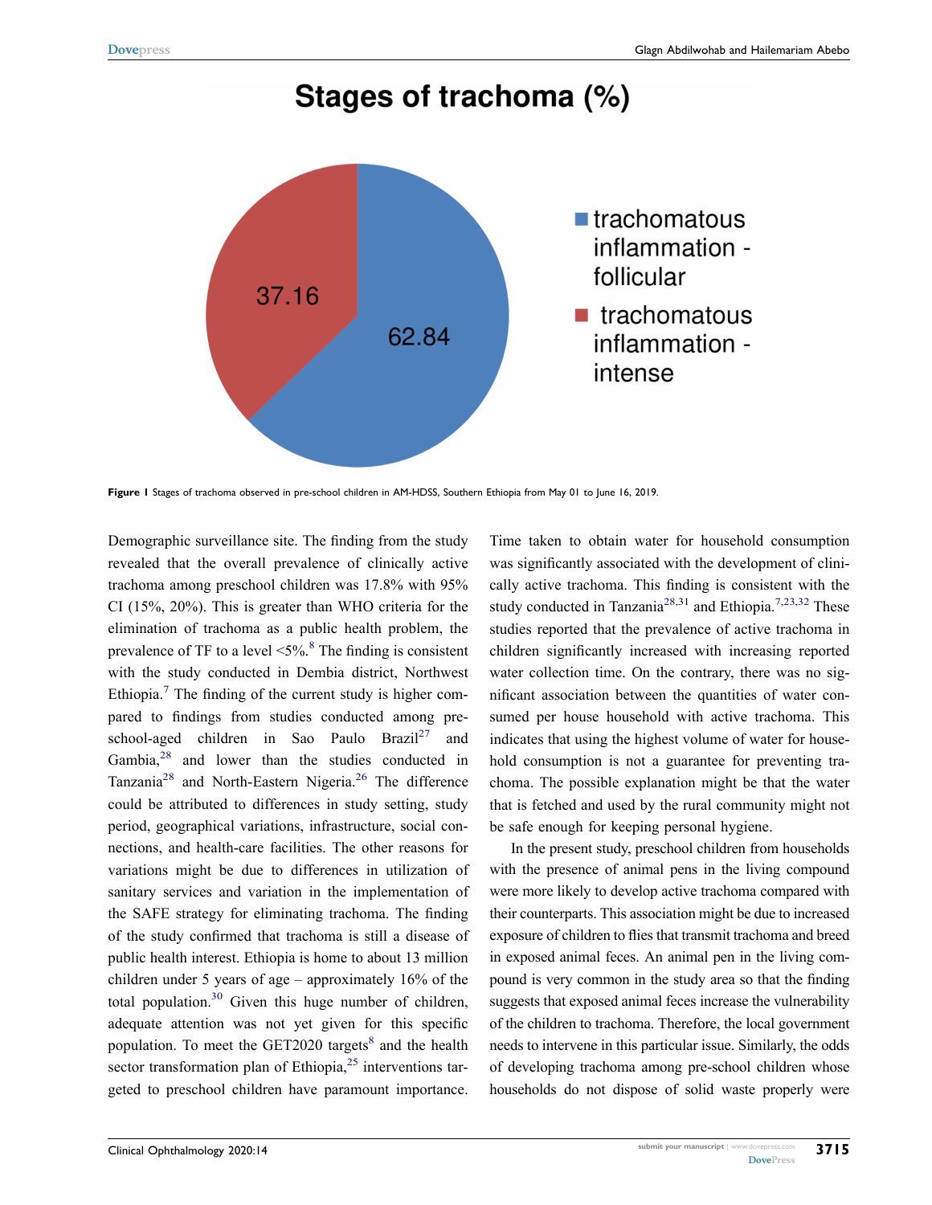**Figure 1** Stages of trachoma observed in pre-school children in AM-HDSS, Southern Ethiopia from May 01 to June 16, 2019.

Demographic surveillance site. The finding from the study revealed that the overall prevalence of clinically active trachoma among preschool children was 17.8% with 95% CI (15%, 20%). This is greater than WHO criteria for the elimination of trachoma as a public health problem, the prevalence of TF to a level <5%.[8] The finding is consistent with the study conducted in Dembia district, Northwest Ethiopia.[7] The finding of the current study is higher compared to findings from studies conducted among preschool-aged children in Sao Paulo Brazil[27] and Gambia,[28] and lower than the studies conducted in Tanzania[28] and North-Eastern Nigeria.[26] The difference could be attributed to differences in study setting, study period, geographical variations, infrastructure, social connections, and health-care facilities. The other reasons for variations might be due to differences in utilization of sanitary services and variation in the implementation of the SAFE strategy for eliminating trachoma. The finding of the study confirmed that trachoma is still a disease of public health interest. Ethiopia is home to about 13 million children under 5 years of age – approximately 16% of the total population.[30] Given this huge number of children, adequate attention was not yet given for this specific population. To meet the GET2020 targets[8] and the health sector transformation plan of Ethiopia,[25] interventions targeted to preschool children have paramount importance. Time taken to obtain water for household consumption was significantly associated with the development of clinically active trachoma. This finding is consistent with the study conducted in Tanzania[28,31] and Ethiopia.[7,23,32] These studies reported that the prevalence of active trachoma in children significantly increased with increasing reported water collection time. On the contrary, there was no significant association between the quantities of water consumed per house household with active trachoma. This indicates that using the highest volume of water for household consumption is not a guarantee for preventing trachoma. The possible explanation might be that the water that is fetched and used by the rural community might not be safe enough for keeping personal hygiene.

In the present study, preschool children from households with the presence of animal pens in the living compound were more likely to develop active trachoma compared with their counterparts. This association might be due to increased exposure of children to flies that transmit trachoma and breed in exposed animal feces. An animal pen in the living compound is very common in the study area so that the finding suggests that exposed animal feces increase the vulnerability of the children to trachoma. Therefore, the local government needs to intervene in this particular issue. Similarly, the odds of developing trachoma among pre-school children whose households do not dispose of solid waste properly were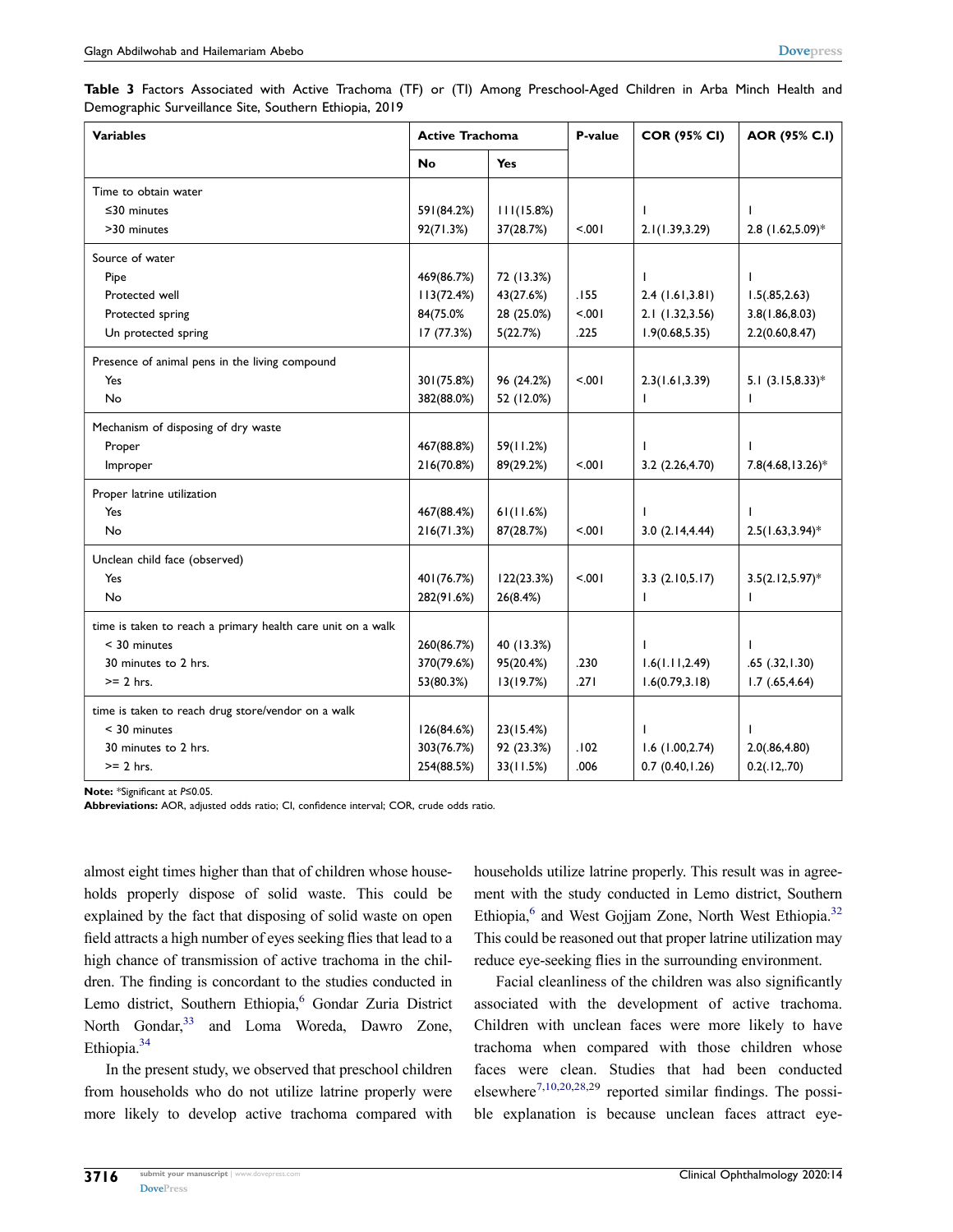**Table 3** Factors Associated with Active Trachoma (TF) or (TI) Among Preschool-Aged Children in Arba Minch Health and Demographic Surveillance Site, Southern Ethiopia, 2019

| Variables | Active Trachoma | | P-value | COR (95% CI) | AOR (95% C.I) |
|---|---|---|---|---|---|
| | No | Yes | | | |
| Time to obtain water | | | | | |
| ≤30 minutes | 591(84.2%) | 111(15.8%) | | 1 | 1 |
| >30 minutes | 92(71.3%) | 37(28.7%) | <.001 | 2.1(1.39,3.29) | 2.8 (1.62,5.09)* |
| Source of water | | | | | |
| Pipe | 469(86.7%) | 72 (13.3%) | | 1 | 1 |
| Protected well | 113(72.4%) | 43(27.6%) | .155 | 2.4 (1.61,3.81) | 1.5(.85,2.63) |
| Protected spring | 84(75.0% | 28 (25.0%) | <.001 | 2.1 (1.32,3.56) | 3.8(1.86,8.03) |
| Un protected spring | 17 (77.3%) | 5(22.7%) | .225 | 1.9(0.68,5.35) | 2.2(0.60,8.47) |
| Presence of animal pens in the living compound | | | | | |
| Yes | 301(75.8%) | 96 (24.2%) | <.001 | 2.3(1.61,3.39) | 5.1 (3.15,8.33)* |
| No | 382(88.0%) | 52 (12.0%) | | 1 | 1 |
| Mechanism of disposing of dry waste | | | | | |
| Proper | 467(88.8%) | 59(11.2%) | | 1 | 1 |
| Improper | 216(70.8%) | 89(29.2%) | <.001 | 3.2 (2.26,4.70) | 7.8(4.68,13.26)* |
| Proper latrine utilization | | | | | |
| Yes | 467(88.4%) | 61(11.6%) | | 1 | 1 |
| No | 216(71.3%) | 87(28.7%) | <.001 | 3.0 (2.14,4.44) | 2.5(1.63,3.94)* |
| Unclean child face (observed) | | | | | |
| Yes | 401(76.7%) | 122(23.3%) | <.001 | 3.3 (2.10,5.17) | 3.5(2.12,5.97)* |
| No | 282(91.6%) | 26(8.4%) | | 1 | 1 |
| time is taken to reach a primary health care unit on a walk | | | | | |
| < 30 minutes | 260(86.7%) | 40 (13.3%) | | 1 | 1 |
| 30 minutes to 2 hrs. | 370(79.6%) | 95(20.4%) | .230 | 1.6(1.11,2.49) | .65 (.32,1.30) |
| >= 2 hrs. | 53(80.3%) | 13(19.7%) | .271 | 1.6(0.79,3.18) | 1.7 (.65,4.64) |
| time is taken to reach drug store/vendor on a walk | | | | | |
| < 30 minutes | 126(84.6%) | 23(15.4%) | | 1 | 1 |
| 30 minutes to 2 hrs. | 303(76.7%) | 92 (23.3%) | .102 | 1.6 (1.00,2.74) | 2.0(.86,4.80) |
| >= 2 hrs. | 254(88.5%) | 33(11.5%) | .006 | 0.7 (0.40,1.26) | 0.2(.12,.70) |

**Note:** *Significant at $P \leq 0.05$.
**Abbreviations:** AOR, adjusted odds ratio; CI, confidence interval; COR, crude odds ratio.

almost eight times higher than that of children whose households properly dispose of solid waste. This could be explained by the fact that disposing of solid waste on open field attracts a high number of eyes seeking flies that lead to a high chance of transmission of active trachoma in the children. The finding is concordant to the studies conducted in Lemo district, Southern Ethiopia,[6] Gondar Zuria District North Gondar,[33] and Loma Woreda, Dawro Zone, Ethiopia.[34]

In the present study, we observed that preschool children from households who do not utilize latrine properly were more likely to develop active trachoma compared with households utilize latrine properly. This result was in agreement with the study conducted in Lemo district, Southern Ethiopia,[6] and West Gojjam Zone, North West Ethiopia.[32] This could be reasoned out that proper latrine utilization may reduce eye-seeking flies in the surrounding environment.

Facial cleanliness of the children was also significantly associated with the development of active trachoma. Children with unclean faces were more likely to have trachoma when compared with those children whose faces were clean. Studies that had been conducted elsewhere[7,10,20,28,29] reported similar findings. The possible explanation is because unclean faces attract eye-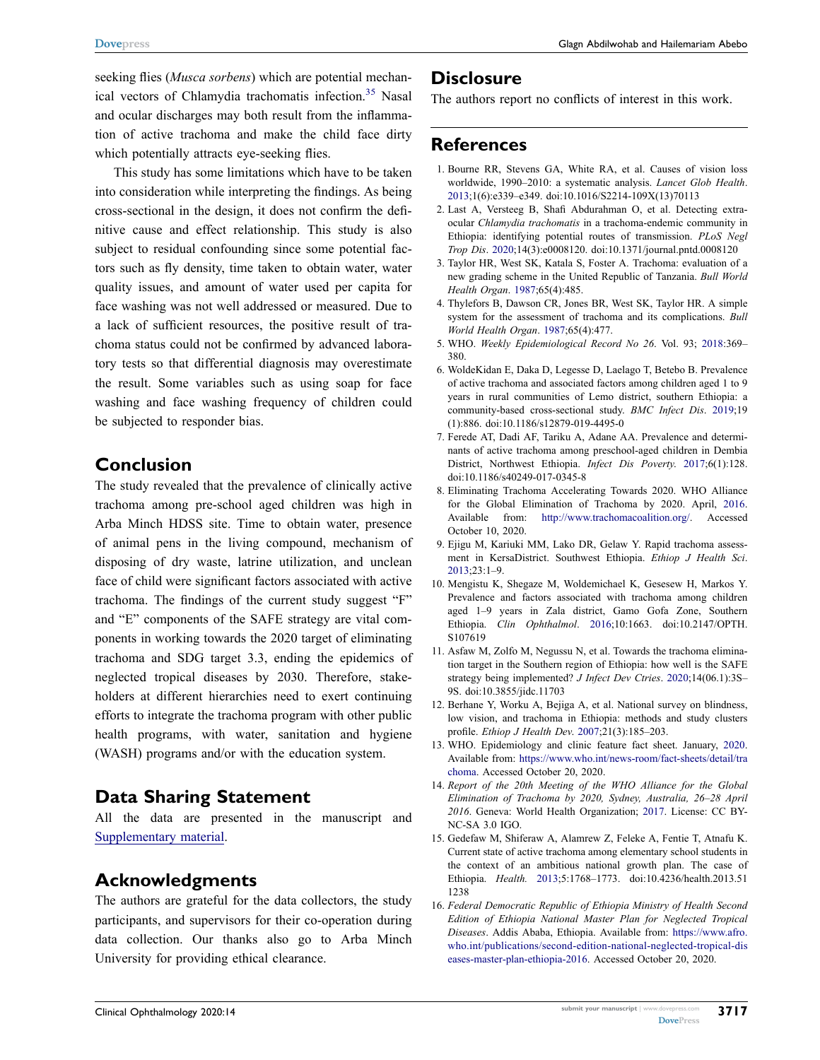seeking flies (*Musca sorbens*) which are potential mechanical vectors of Chlamydia trachomatis infection.[35] Nasal and ocular discharges may both result from the inflammation of active trachoma and make the child face dirty which potentially attracts eye-seeking flies.

This study has some limitations which have to be taken into consideration while interpreting the findings. As being cross-sectional in the design, it does not confirm the definitive cause and effect relationship. This study is also subject to residual confounding since some potential factors such as fly density, time taken to obtain water, water quality issues, and amount of water used per capita for face washing was not well addressed or measured. Due to a lack of sufficient resources, the positive result of trachoma status could not be confirmed by advanced laboratory tests so that differential diagnosis may overestimate the result. Some variables such as using soap for face washing and face washing frequency of children could be subjected to responder bias.

## Conclusion

The study revealed that the prevalence of clinically active trachoma among pre-school aged children was high in Arba Minch HDSS site. Time to obtain water, presence of animal pens in the living compound, mechanism of disposing of dry waste, latrine utilization, and unclean face of child were significant factors associated with active trachoma. The findings of the current study suggest "F" and "E" components of the SAFE strategy are vital components in working towards the 2020 target of eliminating trachoma and SDG target 3.3, ending the epidemics of neglected tropical diseases by 2030. Therefore, stakeholders at different hierarchies need to exert continuing efforts to integrate the trachoma program with other public health programs, with water, sanitation and hygiene (WASH) programs and/or with the education system.

## Data Sharing Statement

All the data are presented in the manuscript and Supplementary material.

## Acknowledgments

The authors are grateful for the data collectors, the study participants, and supervisors for their co-operation during data collection. Our thanks also go to Arba Minch University for providing ethical clearance.

## Disclosure

The authors report no conflicts of interest in this work.

## References

1. Bourne RR, Stevens GA, White RA, et al. Causes of vision loss worldwide, 1990–2010: a systematic analysis. *Lancet Glob Health*. 2013;1(6):e339–e349. doi:10.1016/S2214-109X(13)70113
2. Last A, Versteeg B, Shafi Abdurahman O, et al. Detecting extra-ocular *Chlamydia trachomatis* in a trachoma-endemic community in Ethiopia: identifying potential routes of transmission. *PLoS Negl Trop Dis*. 2020;14(3):e0008120. doi:10.1371/journal.pntd.0008120
3. Taylor HR, West SK, Katala S, Foster A. Trachoma: evaluation of a new grading scheme in the United Republic of Tanzania. *Bull World Health Organ*. 1987;65(4):485.
4. Thylefors B, Dawson CR, Jones BR, West SK, Taylor HR. A simple system for the assessment of trachoma and its complications. *Bull World Health Organ*. 1987;65(4):477.
5. WHO. *Weekly Epidemiological Record No 26*. Vol. 93; 2018:369–380.
6. WoldeKidan E, Daka D, Legesse D, Laelago T, Betebo B. Prevalence of active trachoma and associated factors among children aged 1 to 9 years in rural communities of Lemo district, southern Ethiopia: a community-based cross-sectional study. *BMC Infect Dis*. 2019;19(1):886. doi:10.1186/s12879-019-4495-0
7. Ferede AT, Dadi AF, Tariku A, Adane AA. Prevalence and determinants of active trachoma among preschool-aged children in Dembia District, Northwest Ethiopia. *Infect Dis Poverty*. 2017;6(1):128. doi:10.1186/s40249-017-0345-8
8. Eliminating Trachoma Accelerating Towards 2020. WHO Alliance for the Global Elimination of Trachoma by 2020. April, 2016. Available from: http://www.trachomacoalition.org/. Accessed October 10, 2020.
9. Ejigu M, Kariuki MM, Lako DR, Gelaw Y. Rapid trachoma assessment in KersaDistrict. Southwest Ethiopia. *Ethiop J Health Sci*. 2013;23:1–9.
10. Mengistu K, Shegaze M, Woldemichael K, Gesesew H, Markos Y. Prevalence and factors associated with trachoma among children aged 1–9 years in Zala district, Gamo Gofa Zone, Southern Ethiopia. *Clin Ophthalmol*. 2016;10:1663. doi:10.2147/OPTH.S107619
11. Asfaw M, Zolfo M, Negussu N, et al. Towards the trachoma elimination target in the Southern region of Ethiopia: how well is the SAFE strategy being implemented? *J Infect Dev Ctries*. 2020;14(06.1):3S–9S. doi:10.3855/jidc.11703
12. Berhane Y, Worku A, Bejiga A, et al. National survey on blindness, low vision, and trachoma in Ethiopia: methods and study clusters profile. *Ethiop J Health Dev*. 2007;21(3):185–203.
13. WHO. Epidemiology and clinic feature fact sheet. January, 2020. Available from: https://www.who.int/news-room/fact-sheets/detail/trachoma. Accessed October 20, 2020.
14. *Report of the 20th Meeting of the WHO Alliance for the Global Elimination of Trachoma by 2020, Sydney, Australia, 26–28 April 2016*. Geneva: World Health Organization; 2017. License: CC BY-NC-SA 3.0 IGO.
15. Gedefaw M, Shiferaw A, Alamrew Z, Feleke A, Fentie T, Atnafu K. Current state of active trachoma among elementary school students in the context of an ambitious national growth plan. The case of Ethiopia. *Health*. 2013;5:1768–1773. doi:10.4236/health.2013.511238
16. *Federal Democratic Republic of Ethiopia Ministry of Health Second Edition of Ethiopia National Master Plan for Neglected Tropical Diseases*. Addis Ababa, Ethiopia. Available from: https://www.afro.who.int/publications/second-edition-national-neglected-tropical-diseases-master-plan-ethiopia-2016. Accessed October 20, 2020.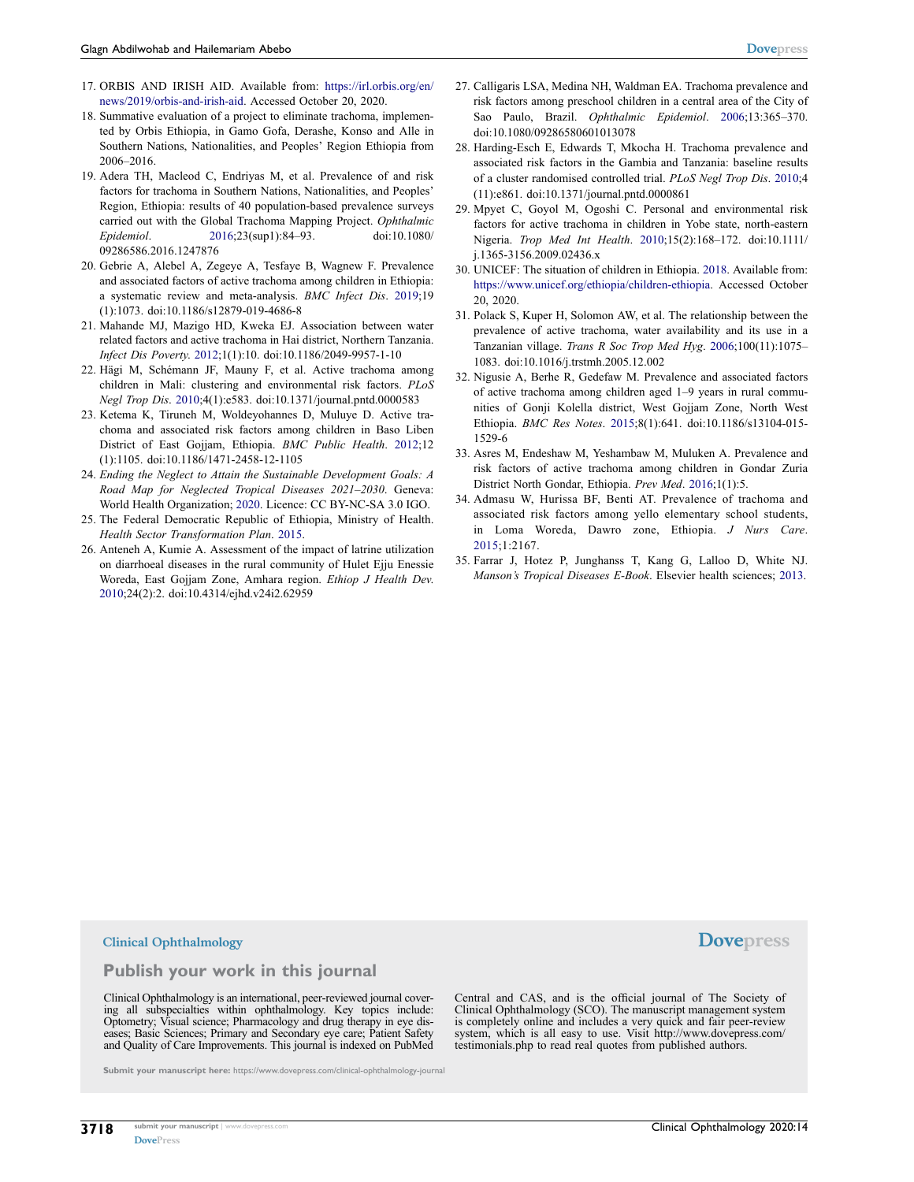17. ORBIS AND IRISH AID. Available from: https://irl.orbis.org/en/news/2019/orbis-and-irish-aid. Accessed October 20, 2020.
18. Summative evaluation of a project to eliminate trachoma, implemented by Orbis Ethiopia, in Gamo Gofa, Derashe, Konso and Alle in Southern Nations, Nationalities, and Peoples' Region Ethiopia from 2006–2016.
19. Adera TH, Macleod C, Endriyas M, et al. Prevalence of and risk factors for trachoma in Southern Nations, Nationalities, and Peoples' Region, Ethiopia: results of 40 population-based prevalence surveys carried out with the Global Trachoma Mapping Project. *Ophthalmic Epidemiol*. 2016;23(sup1):84–93. doi:10.1080/09286586.2016.1247876
20. Gebrie A, Alebel A, Zegeye A, Tesfaye B, Wagnew F. Prevalence and associated factors of active trachoma among children in Ethiopia: a systematic review and meta-analysis. *BMC Infect Dis*. 2019;19(1):1073. doi:10.1186/s12879-019-4686-8
21. Mahande MJ, Mazigo HD, Kweka EJ. Association between water related factors and active trachoma in Hai district, Northern Tanzania. *Infect Dis Poverty*. 2012;1(1):10. doi:10.1186/2049-9957-1-10
22. Hägi M, Schémann JF, Mauny F, et al. Active trachoma among children in Mali: clustering and environmental risk factors. *PLoS Negl Trop Dis*. 2010;4(1):e583. doi:10.1371/journal.pntd.0000583
23. Ketema K, Tiruneh M, Woldeyohannes D, Muluye D. Active trachoma and associated risk factors among children in Baso Liben District of East Gojjam, Ethiopia. *BMC Public Health*. 2012;12(1):1105. doi:10.1186/1471-2458-12-1105
24. *Ending the Neglect to Attain the Sustainable Development Goals: A Road Map for Neglected Tropical Diseases 2021–2030*. Geneva: World Health Organization; 2020. Licence: CC BY-NC-SA 3.0 IGO.
25. The Federal Democratic Republic of Ethiopia, Ministry of Health. *Health Sector Transformation Plan*. 2015.
26. Anteneh A, Kumie A. Assessment of the impact of latrine utilization on diarrhoeal diseases in the rural community of Hulet Ejju Enessie Woreda, East Gojjam Zone, Amhara region. *Ethiop J Health Dev*. 2010;24(2):2. doi:10.4314/ejhd.v24i2.62959
27. Calligaris LSA, Medina NH, Waldman EA. Trachoma prevalence and risk factors among preschool children in a central area of the City of Sao Paulo, Brazil. *Ophthalmic Epidemiol*. 2006;13:365–370. doi:10.1080/09286580601013078
28. Harding-Esch E, Edwards T, Mkocha H. Trachoma prevalence and associated risk factors in the Gambia and Tanzania: baseline results of a cluster randomised controlled trial. *PLoS Negl Trop Dis*. 2010;4(11):e861. doi:10.1371/journal.pntd.0000861
29. Mpyet C, Goyol M, Ogoshi C. Personal and environmental risk factors for active trachoma in children in Yobe state, north-eastern Nigeria. *Trop Med Int Health*. 2010;15(2):168–172. doi:10.1111/j.1365-3156.2009.02436.x
30. UNICEF: The situation of children in Ethiopia. 2018. Available from: https://www.unicef.org/ethiopia/children-ethiopia. Accessed October 20, 2020.
31. Polack S, Kuper H, Solomon AW, et al. The relationship between the prevalence of active trachoma, water availability and its use in a Tanzanian village. *Trans R Soc Trop Med Hyg*. 2006;100(11):1075–1083. doi:10.1016/j.trstmh.2005.12.002
32. Nigusie A, Berhe R, Gedefaw M. Prevalence and associated factors of active trachoma among children aged 1–9 years in rural communities of Gonji Kolella district, West Gojjam Zone, North West Ethiopia. *BMC Res Notes*. 2015;8(1):641. doi:10.1186/s13104-015-1529-6
33. Asres M, Endeshaw M, Yeshambaw M, Muluken A. Prevalence and risk factors of active trachoma among children in Gondar Zuria District North Gondar, Ethiopia. *Prev Med*. 2016;1(1):5.
34. Admasu W, Hurissa BF, Benti AT. Prevalence of trachoma and associated risk factors among yello elementary school students, in Loma Woreda, Dawro zone, Ethiopia. *J Nurs Care*. 2015;1:2167.
35. Farrar J, Hotez P, Junghanss T, Kang G, Lalloo D, White NJ. *Manson's Tropical Diseases E-Book*. Elsevier health sciences; 2013.

**Clinical Ophthalmology**

**Publish your work in this journal**

Clinical Ophthalmology is an international, peer-reviewed journal covering all subspecialties within ophthalmology. Key topics include: Optometry; Visual science; Pharmacology and drug therapy in eye diseases; Basic Sciences; Primary and Secondary eye care; Patient Safety and Quality of Care Improvements. This journal is indexed on PubMed Central and CAS, and is the official journal of The Society of Clinical Ophthalmology (SCO). The manuscript management system is completely online and includes a very quick and fair peer-review system, which is all easy to use. Visit http://www.dovepress.com/testimonials.php to read real quotes from published authors.

**Submit your manuscript here:** https://www.dovepress.com/clinical-ophthalmology-journal